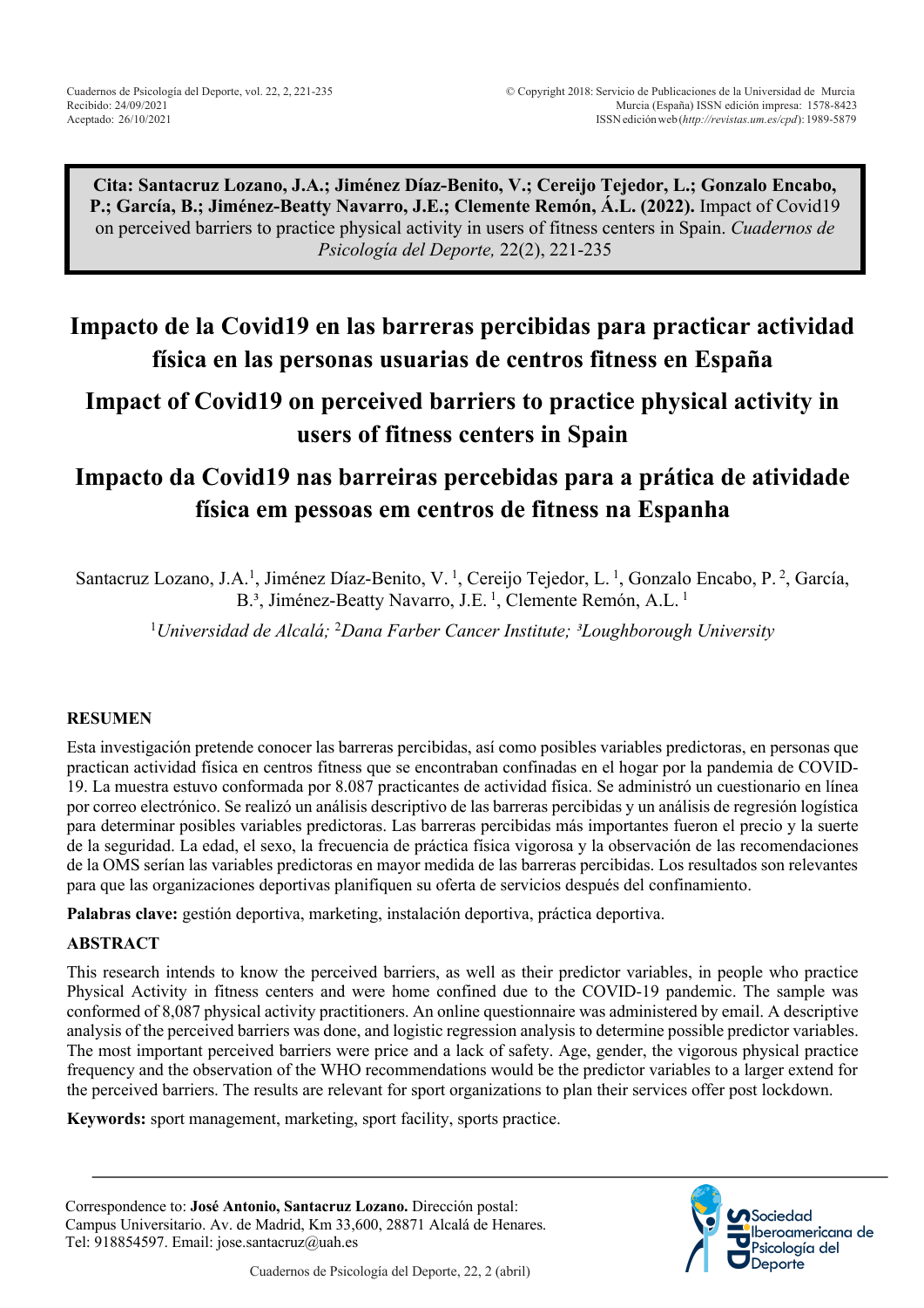**Cita: Santacruz Lozano, J.A.; Jiménez Díaz-Benito, V.; Cereijo Tejedor, L.; Gonzalo Encabo, P.; García, B.; Jiménez-Beatty Navarro, J.E.; Clemente Remón, Á.L. (2022).** Impact of Covid19 on perceived barriers to practice physical activity in users of fitness centers in Spain. *Cuadernos de Psicología del Deporte,* 22(2), 221-235

# Impacto de la Covid19 en las barreras percibidas para practicar actividad física en las personas usuarias de centros fitness en España

# Impact of Covid19 on perceived barriers to practice physical activity in users of fitness centers in Spain

# Impacto da Covid19 nas barreiras percebidas para a prática de atividade física em pessoas em centros de fitness na Espanha

Santacruz Lozano, J.A.[1], Jiménez Díaz-Benito, V. [1], Cereijo Tejedor, L. [1], Gonzalo Encabo, P. [2], García, B.[3], Jiménez-Beatty Navarro, J.E. [1], Clemente Remón, A.L. [1]

[1]*Universidad de Alcalá;* [2]*Dana Farber Cancer Institute;* [3]*Loughborough University*

## RESUMEN

Esta investigación pretende conocer las barreras percibidas, así como posibles variables predictoras, en personas que practican actividad física en centros fitness que se encontraban confinadas en el hogar por la pandemia de COVID-19. La muestra estuvo conformada por 8.087 practicantes de actividad física. Se administró un cuestionario en línea por correo electrónico. Se realizó un análisis descriptivo de las barreras percibidas y un análisis de regresión logística para determinar posibles variables predictoras. Las barreras percibidas más importantes fueron el precio y la suerte de la seguridad. La edad, el sexo, la frecuencia de práctica física vigorosa y la observación de las recomendaciones de la OMS serían las variables predictoras en mayor medida de las barreras percibidas. Los resultados son relevantes para que las organizaciones deportivas planifiquen su oferta de servicios después del confinamiento.

**Palabras clave:** gestión deportiva, marketing, instalación deportiva, práctica deportiva.

## ABSTRACT

This research intends to know the perceived barriers, as well as their predictor variables, in people who practice Physical Activity in fitness centers and were home confined due to the COVID-19 pandemic. The sample was conformed of 8,087 physical activity practitioners. An online questionnaire was administered by email. A descriptive analysis of the perceived barriers was done, and logistic regression analysis to determine possible predictor variables. The most important perceived barriers were price and a lack of safety. Age, gender, the vigorous physical practice frequency and the observation of the WHO recommendations would be the predictor variables to a larger extend for the perceived barriers. The results are relevant for sport organizations to plan their services offer post lockdown.

**Keywords:** sport management, marketing, sport facility, sports practice.

Correspondence to: **José Antonio, Santacruz Lozano.** Dirección postal: Campus Universitario. Av. de Madrid, Km 33,600, 28871 Alcalá de Henares. Tel: 918854597. Email: jose.santacruz@uah.es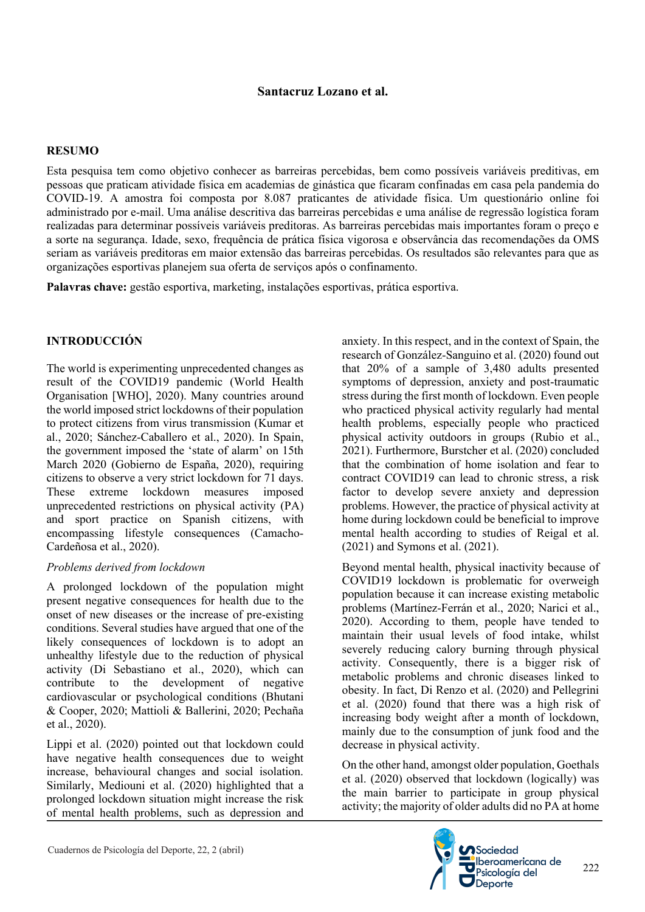## RESUMO

Esta pesquisa tem como objetivo conhecer as barreiras percebidas, bem como possíveis variáveis preditivas, em pessoas que praticam atividade física em academias de ginástica que ficaram confinadas em casa pela pandemia do COVID-19. A amostra foi composta por 8.087 praticantes de atividade física. Um questionário online foi administrado por e-mail. Uma análise descritiva das barreiras percebidas e uma análise de regressão logística foram realizadas para determinar possíveis variáveis preditoras. As barreiras percebidas mais importantes foram o preço e a sorte na segurança. Idade, sexo, frequência de prática física vigorosa e observância das recomendações da OMS seriam as variáveis preditoras em maior extensão das barreiras percebidas. Os resultados são relevantes para que as organizações esportivas planejem sua oferta de serviços após o confinamento.

**Palavras chave:** gestão esportiva, marketing, instalações esportivas, prática esportiva.

## INTRODUCCIÓN

The world is experimenting unprecedented changes as result of the COVID19 pandemic (World Health Organisation [WHO], 2020). Many countries around the world imposed strict lockdowns of their population to protect citizens from virus transmission (Kumar et al., 2020; Sánchez-Caballero et al., 2020). In Spain, the government imposed the 'state of alarm' on 15th March 2020 (Gobierno de España, 2020), requiring citizens to observe a very strict lockdown for 71 days. These extreme lockdown measures imposed unprecedented restrictions on physical activity (PA) and sport practice on Spanish citizens, with encompassing lifestyle consequences (Camacho-Cardeñosa et al., 2020).

*Problems derived from lockdown*

A prolonged lockdown of the population might present negative consequences for health due to the onset of new diseases or the increase of pre-existing conditions. Several studies have argued that one of the likely consequences of lockdown is to adopt an unhealthy lifestyle due to the reduction of physical activity (Di Sebastiano et al., 2020), which can contribute to the development of negative cardiovascular or psychological conditions (Bhutani & Cooper, 2020; Mattioli & Ballerini, 2020; Pechaña et al., 2020).

Lippi et al. (2020) pointed out that lockdown could have negative health consequences due to weight increase, behavioural changes and social isolation. Similarly, Mediouni et al. (2020) highlighted that a prolonged lockdown situation might increase the risk of mental health problems, such as depression and anxiety. In this respect, and in the context of Spain, the research of González-Sanguino et al. (2020) found out that 20% of a sample of 3,480 adults presented symptoms of depression, anxiety and post-traumatic stress during the first month of lockdown. Even people who practiced physical activity regularly had mental health problems, especially people who practiced physical activity outdoors in groups (Rubio et al., 2021). Furthermore, Burstcher et al. (2020) concluded that the combination of home isolation and fear to contract COVID19 can lead to chronic stress, a risk factor to develop severe anxiety and depression problems. However, the practice of physical activity at home during lockdown could be beneficial to improve mental health according to studies of Reigal et al. (2021) and Symons et al. (2021).

Beyond mental health, physical inactivity because of COVID19 lockdown is problematic for overweigh population because it can increase existing metabolic problems (Martínez-Ferrán et al., 2020; Narici et al., 2020). According to them, people have tended to maintain their usual levels of food intake, whilst severely reducing calory burning through physical activity. Consequently, there is a bigger risk of metabolic problems and chronic diseases linked to obesity. In fact, Di Renzo et al. (2020) and Pellegrini et al. (2020) found that there was a high risk of increasing body weight after a month of lockdown, mainly due to the consumption of junk food and the decrease in physical activity.

On the other hand, amongst older population, Goethals et al. (2020) observed that lockdown (logically) was the main barrier to participate in group physical activity; the majority of older adults did no PA at home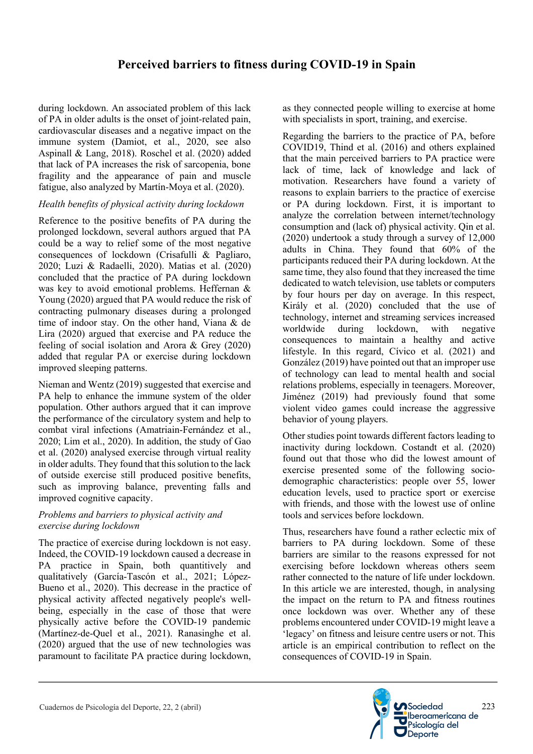during lockdown. An associated problem of this lack of PA in older adults is the onset of joint-related pain, cardiovascular diseases and a negative impact on the immune system (Damiot, et al., 2020, see also Aspinall & Lang, 2018). Roschel et al. (2020) added that lack of PA increases the risk of sarcopenia, bone fragility and the appearance of pain and muscle fatigue, also analyzed by Martín-Moya et al. (2020).

*Health benefits of physical activity during lockdown*

Reference to the positive benefits of PA during the prolonged lockdown, several authors argued that PA could be a way to relief some of the most negative consequences of lockdown (Crisafulli & Pagliaro, 2020; Luzi & Radaelli, 2020). Matias et al. (2020) concluded that the practice of PA during lockdown was key to avoid emotional problems. Heffernan & Young (2020) argued that PA would reduce the risk of contracting pulmonary diseases during a prolonged time of indoor stay. On the other hand, Viana & de Lira (2020) argued that exercise and PA reduce the feeling of social isolation and Arora & Grey (2020) added that regular PA or exercise during lockdown improved sleeping patterns.

Nieman and Wentz (2019) suggested that exercise and PA help to enhance the immune system of the older population. Other authors argued that it can improve the performance of the circulatory system and help to combat viral infections (Amatriain-Fernández et al., 2020; Lim et al., 2020). In addition, the study of Gao et al. (2020) analysed exercise through virtual reality in older adults. They found that this solution to the lack of outside exercise still produced positive benefits, such as improving balance, preventing falls and improved cognitive capacity.

*Problems and barriers to physical activity and exercise during lockdown*

The practice of exercise during lockdown is not easy. Indeed, the COVID-19 lockdown caused a decrease in PA practice in Spain, both quantitively and qualitatively (García-Tascón et al., 2021; López-Bueno et al., 2020). This decrease in the practice of physical activity affected negatively people's well-being, especially in the case of those that were physically active before the COVID-19 pandemic (Martínez-de-Quel et al., 2021). Ranasinghe et al. (2020) argued that the use of new technologies was paramount to facilitate PA practice during lockdown, as they connected people willing to exercise at home with specialists in sport, training, and exercise.

Regarding the barriers to the practice of PA, before COVID19, Thind et al. (2016) and others explained that the main perceived barriers to PA practice were lack of time, lack of knowledge and lack of motivation. Researchers have found a variety of reasons to explain barriers to the practice of exercise or PA during lockdown. First, it is important to analyze the correlation between internet/technology consumption and (lack of) physical activity. Qin et al. (2020) undertook a study through a survey of 12,000 adults in China. They found that 60% of the participants reduced their PA during lockdown. At the same time, they also found that they increased the time dedicated to watch television, use tablets or computers by four hours per day on average. In this respect, Király et al. (2020) concluded that the use of technology, internet and streaming services increased worldwide during lockdown, with negative consequences to maintain a healthy and active lifestyle. In this regard, Cívico et al. (2021) and González (2019) have pointed out that an improper use of technology can lead to mental health and social relations problems, especially in teenagers. Moreover, Jiménez (2019) had previously found that some violent video games could increase the aggressive behavior of young players.

Other studies point towards different factors leading to inactivity during lockdown. Costandt et al. (2020) found out that those who did the lowest amount of exercise presented some of the following socio-demographic characteristics: people over 55, lower education levels, used to practice sport or exercise with friends, and those with the lowest use of online tools and services before lockdown.

Thus, researchers have found a rather eclectic mix of barriers to PA during lockdown. Some of these barriers are similar to the reasons expressed for not exercising before lockdown whereas others seem rather connected to the nature of life under lockdown. In this article we are interested, though, in analysing the impact on the return to PA and fitness routines once lockdown was over. Whether any of these problems encountered under COVID-19 might leave a 'legacy' on fitness and leisure centre users or not. This article is an empirical contribution to reflect on the consequences of COVID-19 in Spain.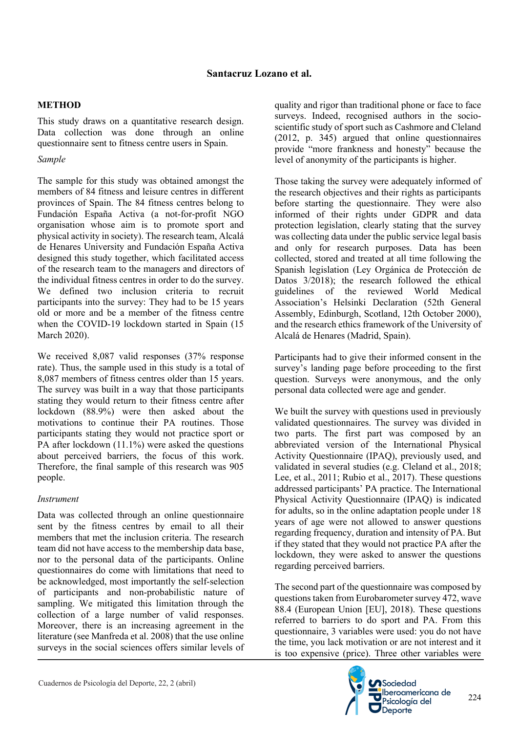## METHOD

This study draws on a quantitative research design. Data collection was done through an online questionnaire sent to fitness centre users in Spain.

*Sample*

The sample for this study was obtained amongst the members of 84 fitness and leisure centres in different provinces of Spain. The 84 fitness centres belong to Fundación España Activa (a not-for-profit NGO organisation whose aim is to promote sport and physical activity in society). The research team, Alcalá de Henares University and Fundación España Activa designed this study together, which facilitated access of the research team to the managers and directors of the individual fitness centres in order to do the survey. We defined two inclusion criteria to recruit participants into the survey: They had to be 15 years old or more and be a member of the fitness centre when the COVID-19 lockdown started in Spain (15 March 2020).

We received 8,087 valid responses (37% response rate). Thus, the sample used in this study is a total of 8,087 members of fitness centres older than 15 years. The survey was built in a way that those participants stating they would return to their fitness centre after lockdown (88.9%) were then asked about the motivations to continue their PA routines. Those participants stating they would not practice sport or PA after lockdown (11.1%) were asked the questions about perceived barriers, the focus of this work. Therefore, the final sample of this research was 905 people.

*Instrument*

Data was collected through an online questionnaire sent by the fitness centres by email to all their members that met the inclusion criteria. The research team did not have access to the membership data base, nor to the personal data of the participants. Online questionnaires do come with limitations that need to be acknowledged, most importantly the self-selection of participants and non-probabilistic nature of sampling. We mitigated this limitation through the collection of a large number of valid responses. Moreover, there is an increasing agreement in the literature (see Manfreda et al. 2008) that the use online surveys in the social sciences offers similar levels of quality and rigor than traditional phone or face to face surveys. Indeed, recognised authors in the socio-scientific study of sport such as Cashmore and Cleland (2012, p. 345) argued that online questionnaires provide "more frankness and honesty" because the level of anonymity of the participants is higher.

Those taking the survey were adequately informed of the research objectives and their rights as participants before starting the questionnaire. They were also informed of their rights under GDPR and data protection legislation, clearly stating that the survey was collecting data under the public service legal basis and only for research purposes. Data has been collected, stored and treated at all time following the Spanish legislation (Ley Orgánica de Protección de Datos 3/2018); the research followed the ethical guidelines of the reviewed World Medical Association's Helsinki Declaration (52th General Assembly, Edinburgh, Scotland, 12th October 2000), and the research ethics framework of the University of Alcalá de Henares (Madrid, Spain).

Participants had to give their informed consent in the survey's landing page before proceeding to the first question. Surveys were anonymous, and the only personal data collected were age and gender.

We built the survey with questions used in previously validated questionnaires. The survey was divided in two parts. The first part was composed by an abbreviated version of the International Physical Activity Questionnaire (IPAQ), previously used, and validated in several studies (e.g. Cleland et al., 2018; Lee, et al., 2011; Rubio et al., 2017). These questions addressed participants' PA practice. The International Physical Activity Questionnaire (IPAQ) is indicated for adults, so in the online adaptation people under 18 years of age were not allowed to answer questions regarding frequency, duration and intensity of PA. But if they stated that they would not practice PA after the lockdown, they were asked to answer the questions regarding perceived barriers.

The second part of the questionnaire was composed by questions taken from Eurobarometer survey 472, wave 88.4 (European Union [EU], 2018). These questions referred to barriers to do sport and PA. From this questionnaire, 3 variables were used: you do not have the time, you lack motivation or are not interest and it is too expensive (price). Three other variables were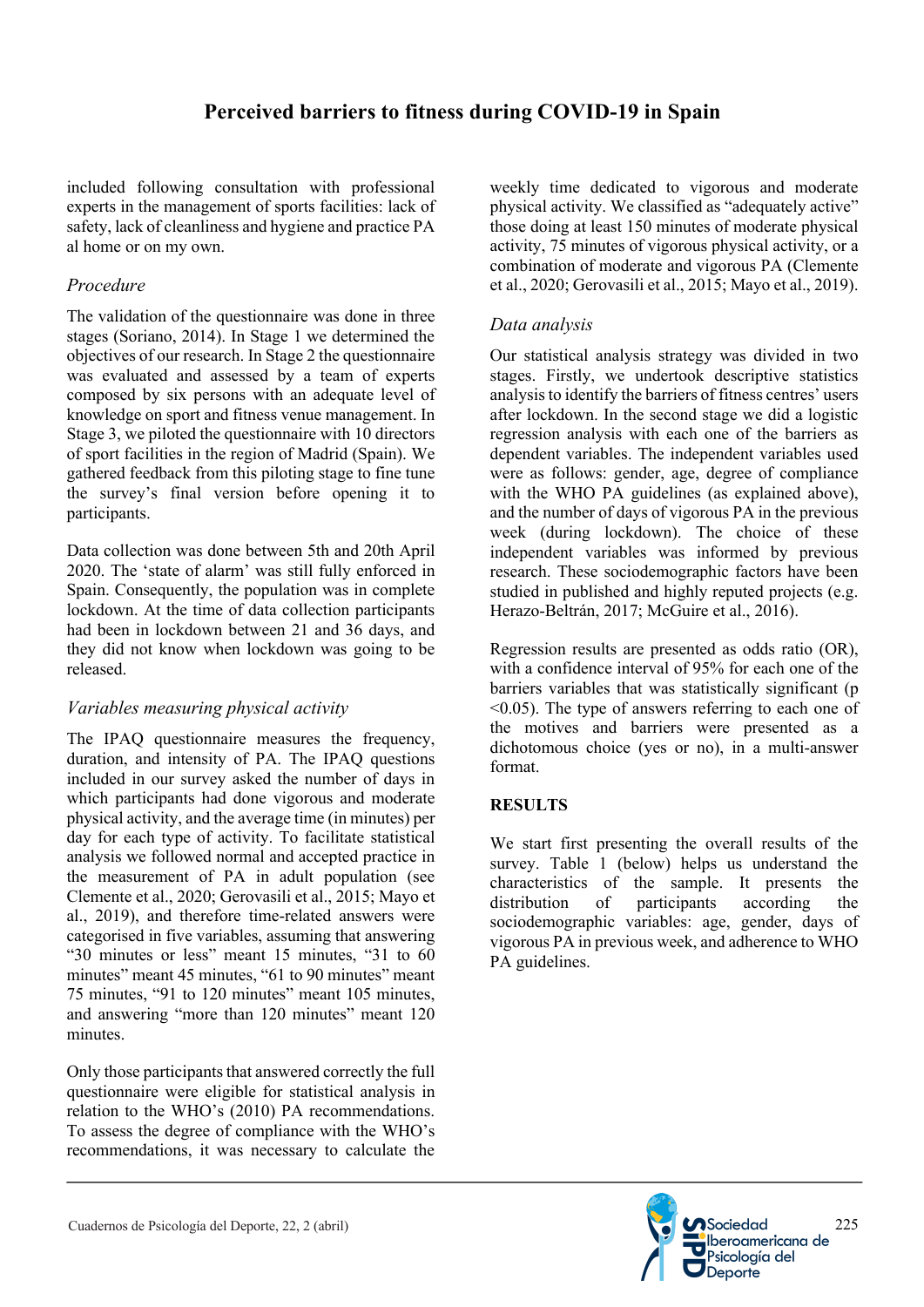included following consultation with professional experts in the management of sports facilities: lack of safety, lack of cleanliness and hygiene and practice PA al home or on my own.

### *Procedure*

The validation of the questionnaire was done in three stages (Soriano, 2014). In Stage 1 we determined the objectives of our research. In Stage 2 the questionnaire was evaluated and assessed by a team of experts composed by six persons with an adequate level of knowledge on sport and fitness venue management. In Stage 3, we piloted the questionnaire with 10 directors of sport facilities in the region of Madrid (Spain). We gathered feedback from this piloting stage to fine tune the survey's final version before opening it to participants.

Data collection was done between 5th and 20th April 2020. The 'state of alarm' was still fully enforced in Spain. Consequently, the population was in complete lockdown. At the time of data collection participants had been in lockdown between 21 and 36 days, and they did not know when lockdown was going to be released.

### *Variables measuring physical activity*

The IPAQ questionnaire measures the frequency, duration, and intensity of PA. The IPAQ questions included in our survey asked the number of days in which participants had done vigorous and moderate physical activity, and the average time (in minutes) per day for each type of activity. To facilitate statistical analysis we followed normal and accepted practice in the measurement of PA in adult population (see Clemente et al., 2020; Gerovasili et al., 2015; Mayo et al., 2019), and therefore time-related answers were categorised in five variables, assuming that answering "30 minutes or less" meant 15 minutes, "31 to 60 minutes" meant 45 minutes, "61 to 90 minutes" meant 75 minutes, "91 to 120 minutes" meant 105 minutes, and answering "more than 120 minutes" meant 120 minutes.

Only those participants that answered correctly the full questionnaire were eligible for statistical analysis in relation to the WHO's (2010) PA recommendations. To assess the degree of compliance with the WHO's recommendations, it was necessary to calculate the weekly time dedicated to vigorous and moderate physical activity. We classified as "adequately active" those doing at least 150 minutes of moderate physical activity, 75 minutes of vigorous physical activity, or a combination of moderate and vigorous PA (Clemente et al., 2020; Gerovasili et al., 2015; Mayo et al., 2019).

### *Data analysis*

Our statistical analysis strategy was divided in two stages. Firstly, we undertook descriptive statistics analysis to identify the barriers of fitness centres' users after lockdown. In the second stage we did a logistic regression analysis with each one of the barriers as dependent variables. The independent variables used were as follows: gender, age, degree of compliance with the WHO PA guidelines (as explained above), and the number of days of vigorous PA in the previous week (during lockdown). The choice of these independent variables was informed by previous research. These sociodemographic factors have been studied in published and highly reputed projects (e.g. Herazo-Beltrán, 2017; McGuire et al., 2016).

Regression results are presented as odds ratio (OR), with a confidence interval of 95% for each one of the barriers variables that was statistically significant ($p < 0.05$). The type of answers referring to each one of the motives and barriers were presented as a dichotomous choice (yes or no), in a multi-answer format.

## RESULTS

We start first presenting the overall results of the survey. Table 1 (below) helps us understand the characteristics of the sample. It presents the distribution of participants according the sociodemographic variables: age, gender, days of vigorous PA in previous week, and adherence to WHO PA guidelines.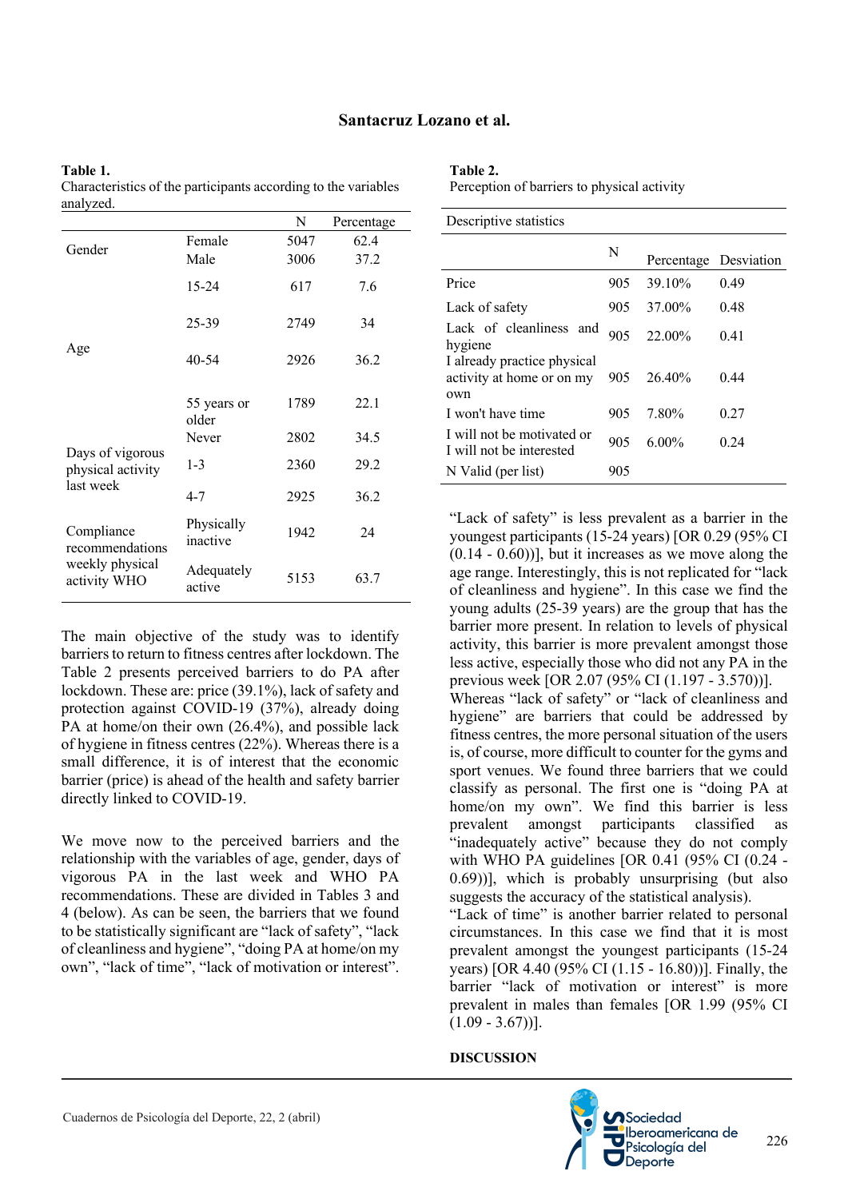**Table 1.**
Characteristics of the participants according to the variables analyzed.

| | | N | Percentage |
|---|---|---|---|
| Gender | Female | 5047 | 62.4 |
| | Male | 3006 | 37.2 |
| Age | 15-24 | 617 | 7.6 |
| | 25-39 | 2749 | 34 |
| | 40-54 | 2926 | 36.2 |
| | 55 years or older | 1789 | 22.1 |
| Days of vigorous physical activity last week | Never | 2802 | 34.5 |
| | 1-3 | 2360 | 29.2 |
| | 4-7 | 2925 | 36.2 |
| Compliance recommendations weekly physical activity WHO | Physically inactive | 1942 | 24 |
| | Adequately active | 5153 | 63.7 |

The main objective of the study was to identify barriers to return to fitness centres after lockdown. The Table 2 presents perceived barriers to do PA after lockdown. These are: price (39.1%), lack of safety and protection against COVID-19 (37%), already doing PA at home/on their own (26.4%), and possible lack of hygiene in fitness centres (22%). Whereas there is a small difference, it is of interest that the economic barrier (price) is ahead of the health and safety barrier directly linked to COVID-19.

We move now to the perceived barriers and the relationship with the variables of age, gender, days of vigorous PA in the last week and WHO PA recommendations. These are divided in Tables 3 and 4 (below). As can be seen, the barriers that we found to be statistically significant are "lack of safety", "lack of cleanliness and hygiene", "doing PA at home/on my own", "lack of time", "lack of motivation or interest".

**Table 2.**
Perception of barriers to physical activity

| Descriptive statistics | | | |
|---|---|---|---|
| | N | Percentage | Desviation |
| Price | 905 | 39.10% | 0.49 |
| Lack of safety | 905 | 37.00% | 0.48 |
| Lack of cleanliness and hygiene | 905 | 22.00% | 0.41 |
| I already practice physical activity at home or on my own | 905 | 26.40% | 0.44 |
| I won't have time | 905 | 7.80% | 0.27 |
| I will not be motivated or I will not be interested | 905 | 6.00% | 0.24 |
| N Valid (per list) | 905 | | |

"Lack of safety" is less prevalent as a barrier in the youngest participants (15-24 years) [OR 0.29 (95% CI (0.14 - 0.60))], but it increases as we move along the age range. Interestingly, this is not replicated for "lack of cleanliness and hygiene". In this case we find the young adults (25-39 years) are the group that has the barrier more present. In relation to levels of physical activity, this barrier is more prevalent amongst those less active, especially those who did not any PA in the previous week [OR 2.07 (95% CI (1.197 - 3.570))].
Whereas "lack of safety" or "lack of cleanliness and hygiene" are barriers that could be addressed by fitness centres, the more personal situation of the users is, of course, more difficult to counter for the gyms and sport venues. We found three barriers that we could classify as personal. The first one is "doing PA at home/on my own". We find this barrier is less prevalent amongst participants classified as "inadequately active" because they do not comply with WHO PA guidelines [OR 0.41 (95% CI (0.24 - 0.69))], which is probably unsurprising (but also suggests the accuracy of the statistical analysis).
"Lack of time" is another barrier related to personal circumstances. In this case we find that it is most prevalent amongst the youngest participants (15-24 years) [OR 4.40 (95% CI (1.15 - 16.80))]. Finally, the barrier "lack of motivation or interest" is more prevalent in males than females [OR 1.99 (95% CI (1.09 - 3.67))].

## DISCUSSION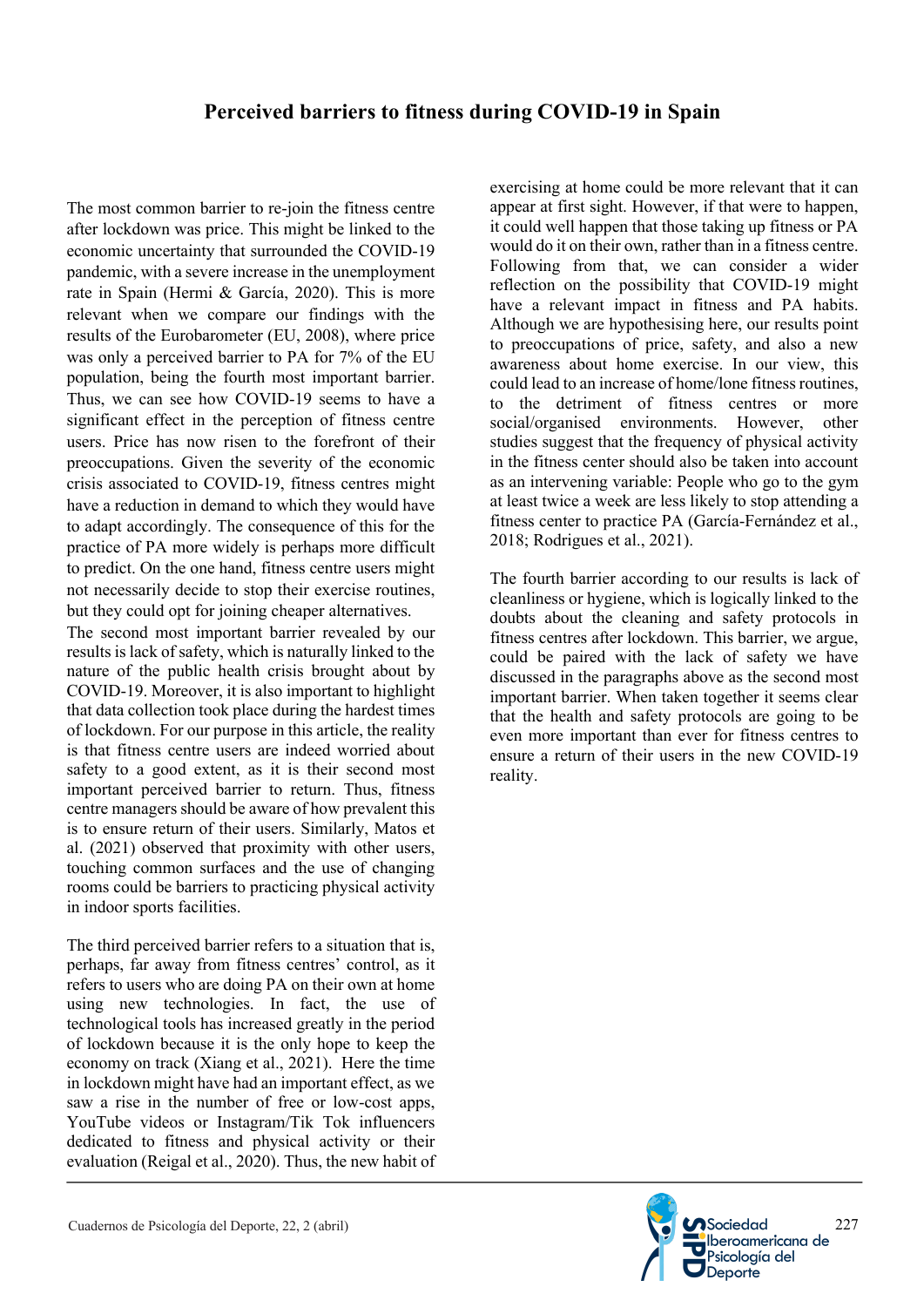The most common barrier to re-join the fitness centre after lockdown was price. This might be linked to the economic uncertainty that surrounded the COVID-19 pandemic, with a severe increase in the unemployment rate in Spain (Hermi & García, 2020). This is more relevant when we compare our findings with the results of the Eurobarometer (EU, 2008), where price was only a perceived barrier to PA for 7% of the EU population, being the fourth most important barrier. Thus, we can see how COVID-19 seems to have a significant effect in the perception of fitness centre users. Price has now risen to the forefront of their preoccupations. Given the severity of the economic crisis associated to COVID-19, fitness centres might have a reduction in demand to which they would have to adapt accordingly. The consequence of this for the practice of PA more widely is perhaps more difficult to predict. On the one hand, fitness centre users might not necessarily decide to stop their exercise routines, but they could opt for joining cheaper alternatives.

The second most important barrier revealed by our results is lack of safety, which is naturally linked to the nature of the public health crisis brought about by COVID-19. Moreover, it is also important to highlight that data collection took place during the hardest times of lockdown. For our purpose in this article, the reality is that fitness centre users are indeed worried about safety to a good extent, as it is their second most important perceived barrier to return. Thus, fitness centre managers should be aware of how prevalent this is to ensure return of their users. Similarly, Matos et al. (2021) observed that proximity with other users, touching common surfaces and the use of changing rooms could be barriers to practicing physical activity in indoor sports facilities.

The third perceived barrier refers to a situation that is, perhaps, far away from fitness centres' control, as it refers to users who are doing PA on their own at home using new technologies. In fact, the use of technological tools has increased greatly in the period of lockdown because it is the only hope to keep the economy on track (Xiang et al., 2021). Here the time in lockdown might have had an important effect, as we saw a rise in the number of free or low-cost apps, YouTube videos or Instagram/Tik Tok influencers dedicated to fitness and physical activity or their evaluation (Reigal et al., 2020). Thus, the new habit of exercising at home could be more relevant that it can appear at first sight. However, if that were to happen, it could well happen that those taking up fitness or PA would do it on their own, rather than in a fitness centre. Following from that, we can consider a wider reflection on the possibility that COVID-19 might have a relevant impact in fitness and PA habits. Although we are hypothesising here, our results point to preoccupations of price, safety, and also a new awareness about home exercise. In our view, this could lead to an increase of home/lone fitness routines, to the detriment of fitness centres or more social/organised environments. However, other studies suggest that the frequency of physical activity in the fitness center should also be taken into account as an intervening variable: People who go to the gym at least twice a week are less likely to stop attending a fitness center to practice PA (García-Fernández et al., 2018; Rodrigues et al., 2021).

The fourth barrier according to our results is lack of cleanliness or hygiene, which is logically linked to the doubts about the cleaning and safety protocols in fitness centres after lockdown. This barrier, we argue, could be paired with the lack of safety we have discussed in the paragraphs above as the second most important barrier. When taken together it seems clear that the health and safety protocols are going to be even more important than ever for fitness centres to ensure a return of their users in the new COVID-19 reality.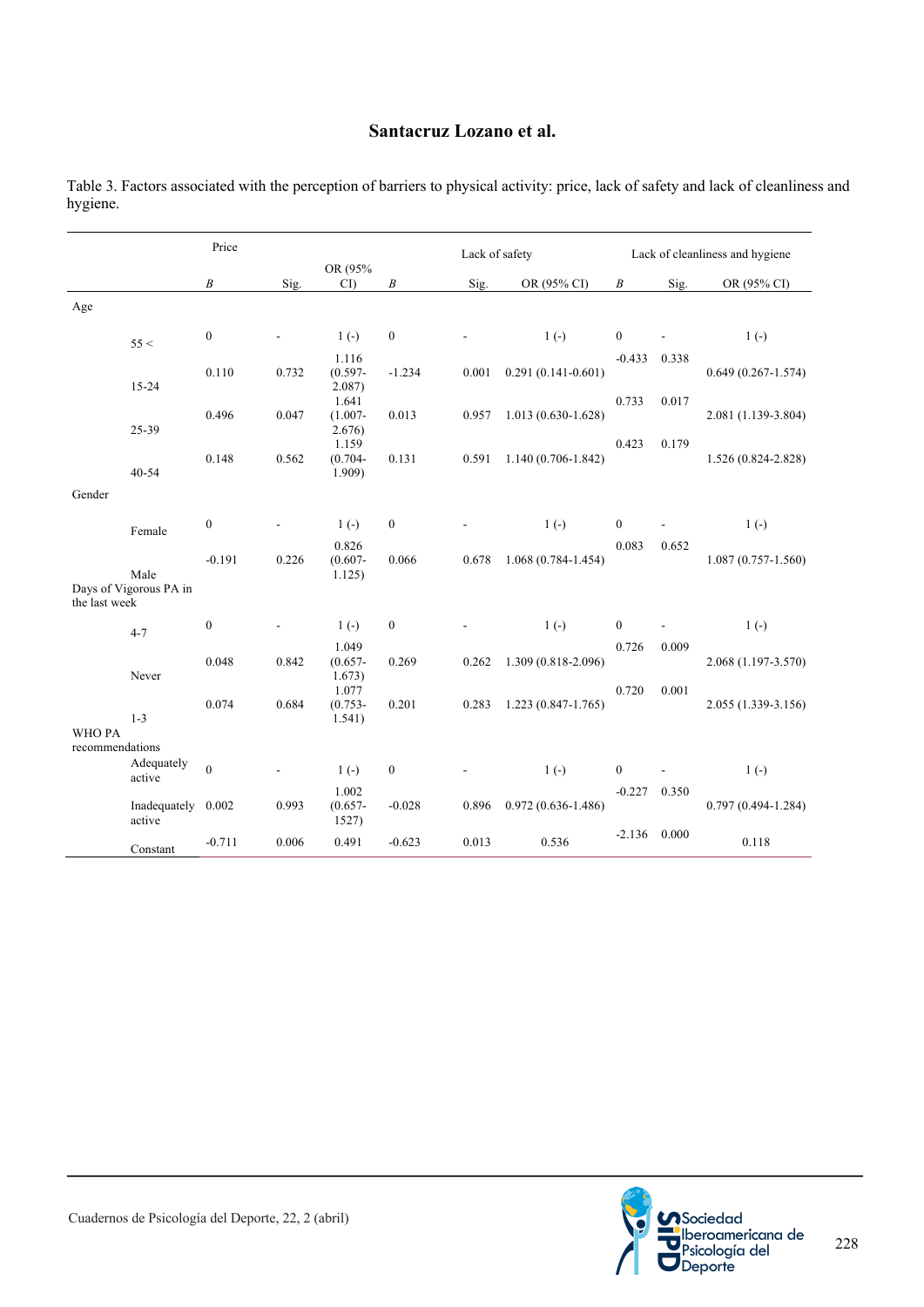Table 3. Factors associated with the perception of barriers to physical activity: price, lack of safety and lack of cleanliness and hygiene.

| | | Price | | | Lack of safety | | | Lack of cleanliness and hygiene | | |
|---|---|---|---|---|---|---|---|---|---|---|
| | | *B* | Sig. | OR (95% CI) | *B* | Sig. | OR (95% CI) | *B* | Sig. | OR (95% CI) |
| Age | | | | | | | | | | |
| | 55 < | 0 | - | 1 (-) | 0 | - | 1 (-) | 0 | - | 1 (-) |
| | 15-24 | 0.110 | 0.732 | 1.116 (0.597-2.087) | -1.234 | 0.001 | 0.291 (0.141-0.601) | -0.433 | 0.338 | 0.649 (0.267-1.574) |
| | 25-39 | 0.496 | 0.047 | 1.641 (1.007-2.676) | 0.013 | 0.957 | 1.013 (0.630-1.628) | 0.733 | 0.017 | 2.081 (1.139-3.804) |
| | 40-54 | 0.148 | 0.562 | 1.159 (0.704-1.909) | 0.131 | 0.591 | 1.140 (0.706-1.842) | 0.423 | 0.179 | 1.526 (0.824-2.828) |
| Gender | | | | | | | | | | |
| | Female | 0 | - | 1 (-) | 0 | - | 1 (-) | 0 | - | 1 (-) |
| | Male | -0.191 | 0.226 | 0.826 (0.607-1.125) | 0.066 | 0.678 | 1.068 (0.784-1.454) | 0.083 | 0.652 | 1.087 (0.757-1.560) |
| Days of Vigorous PA in the last week | | | | | | | | | | |
| | 4-7 | 0 | - | 1 (-) | 0 | - | 1 (-) | 0 | - | 1 (-) |
| | Never | 0.048 | 0.842 | 1.049 (0.657-1.673) | 0.269 | 0.262 | 1.309 (0.818-2.096) | 0.726 | 0.009 | 2.068 (1.197-3.570) |
| | 1-3 | 0.074 | 0.684 | 1.077 (0.753-1.541) | 0.201 | 0.283 | 1.223 (0.847-1.765) | 0.720 | 0.001 | 2.055 (1.339-3.156) |
| WHO PA recommendations | | | | | | | | | | |
| | Adequately active | 0 | - | 1 (-) | 0 | - | 1 (-) | 0 | - | 1 (-) |
| | Inadequately active | 0.002 | 0.993 | 1.002 (0.657-1527) | -0.028 | 0.896 | 0.972 (0.636-1.486) | -0.227 | 0.350 | 0.797 (0.494-1.284) |
| | Constant | -0.711 | 0.006 | 0.491 | -0.623 | 0.013 | 0.536 | -2.136 | 0.000 | 0.118 |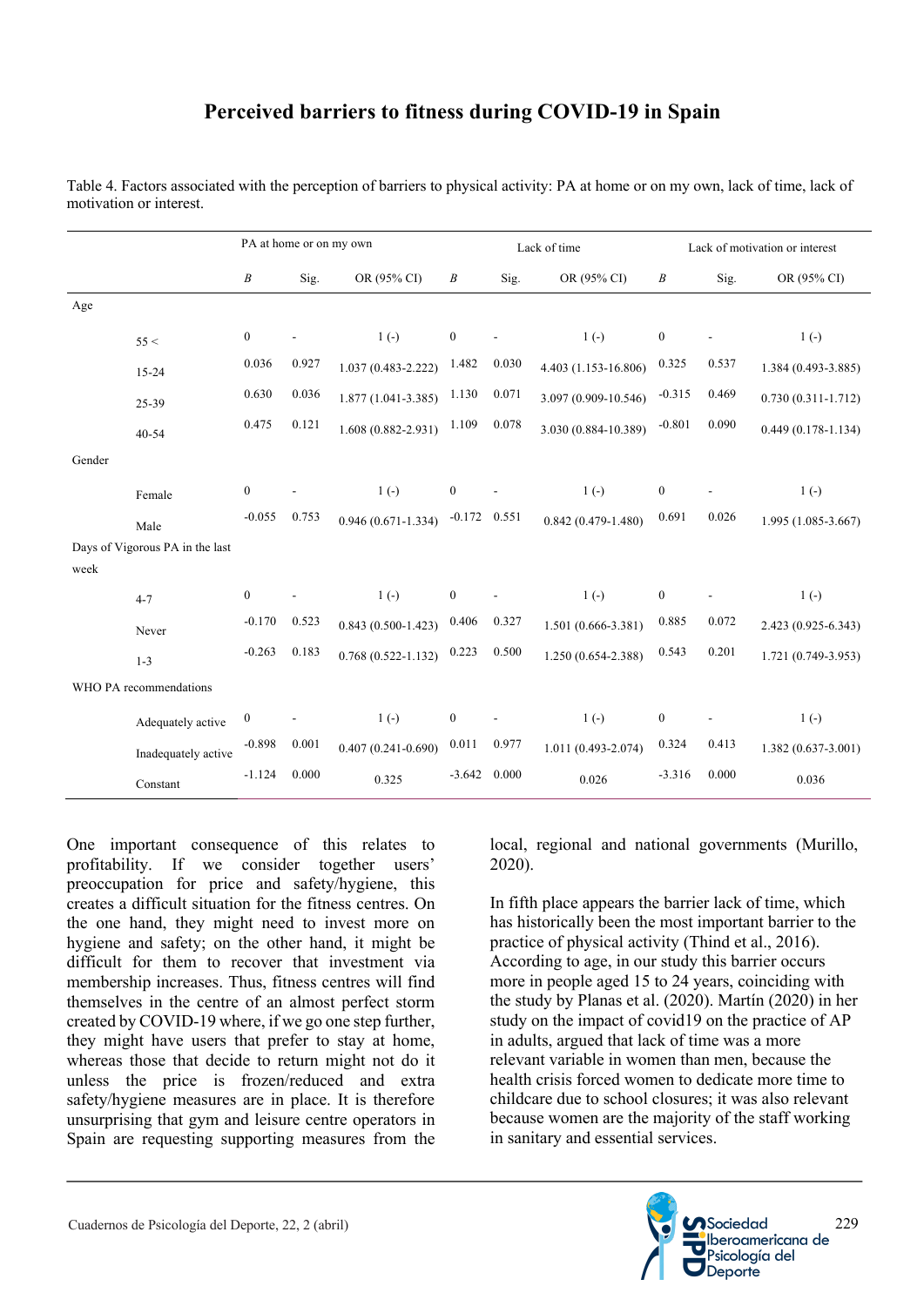Table 4. Factors associated with the perception of barriers to physical activity: PA at home or on my own, lack of time, lack of motivation or interest.

| | PA at home or on my own | | | Lack of time | | | Lack of motivation or interest | | |
|---|---|---|---|---|---|---|---|---|---|
| | *B* | Sig. | OR (95% CI) | *B* | Sig. | OR (95% CI) | *B* | Sig. | OR (95% CI) |
| Age | | | | | | | | | |
| 55 < | 0 | - | 1 (-) | 0 | - | 1 (-) | 0 | - | 1 (-) |
| 15-24 | 0.036 | 0.927 | 1.037 (0.483-2.222) | 1.482 | 0.030 | 4.403 (1.153-16.806) | 0.325 | 0.537 | 1.384 (0.493-3.885) |
| 25-39 | 0.630 | 0.036 | 1.877 (1.041-3.385) | 1.130 | 0.071 | 3.097 (0.909-10.546) | -0.315 | 0.469 | 0.730 (0.311-1.712) |
| 40-54 | 0.475 | 0.121 | 1.608 (0.882-2.931) | 1.109 | 0.078 | 3.030 (0.884-10.389) | -0.801 | 0.090 | 0.449 (0.178-1.134) |
| Gender | | | | | | | | | |
| Female | 0 | - | 1 (-) | 0 | - | 1 (-) | 0 | - | 1 (-) |
| Male | -0.055 | 0.753 | 0.946 (0.671-1.334) | -0.172 | 0.551 | 0.842 (0.479-1.480) | 0.691 | 0.026 | 1.995 (1.085-3.667) |
| Days of Vigorous PA in the last week | | | | | | | | | |
| 4-7 | 0 | - | 1 (-) | 0 | - | 1 (-) | 0 | - | 1 (-) |
| Never | -0.170 | 0.523 | 0.843 (0.500-1.423) | 0.406 | 0.327 | 1.501 (0.666-3.381) | 0.885 | 0.072 | 2.423 (0.925-6.343) |
| 1-3 | -0.263 | 0.183 | 0.768 (0.522-1.132) | 0.223 | 0.500 | 1.250 (0.654-2.388) | 0.543 | 0.201 | 1.721 (0.749-3.953) |
| WHO PA recommendations | | | | | | | | | |
| Adequately active | 0 | - | 1 (-) | 0 | - | 1 (-) | 0 | - | 1 (-) |
| Inadequately active | -0.898 | 0.001 | 0.407 (0.241-0.690) | 0.011 | 0.977 | 1.011 (0.493-2.074) | 0.324 | 0.413 | 1.382 (0.637-3.001) |
| Constant | -1.124 | 0.000 | 0.325 | -3.642 | 0.000 | 0.026 | -3.316 | 0.000 | 0.036 |

One important consequence of this relates to profitability. If we consider together users' preoccupation for price and safety/hygiene, this creates a difficult situation for the fitness centres. On the one hand, they might need to invest more on hygiene and safety; on the other hand, it might be difficult for them to recover that investment via membership increases. Thus, fitness centres will find themselves in the centre of an almost perfect storm created by COVID-19 where, if we go one step further, they might have users that prefer to stay at home, whereas those that decide to return might not do it unless the price is frozen/reduced and extra safety/hygiene measures are in place. It is therefore unsurprising that gym and leisure centre operators in Spain are requesting supporting measures from the local, regional and national governments (Murillo, 2020).

In fifth place appears the barrier lack of time, which has historically been the most important barrier to the practice of physical activity (Thind et al., 2016). According to age, in our study this barrier occurs more in people aged 15 to 24 years, coinciding with the study by Planas et al. (2020). Martín (2020) in her study on the impact of covid19 on the practice of AP in adults, argued that lack of time was a more relevant variable in women than men, because the health crisis forced women to dedicate more time to childcare due to school closures; it was also relevant because women are the majority of the staff working in sanitary and essential services.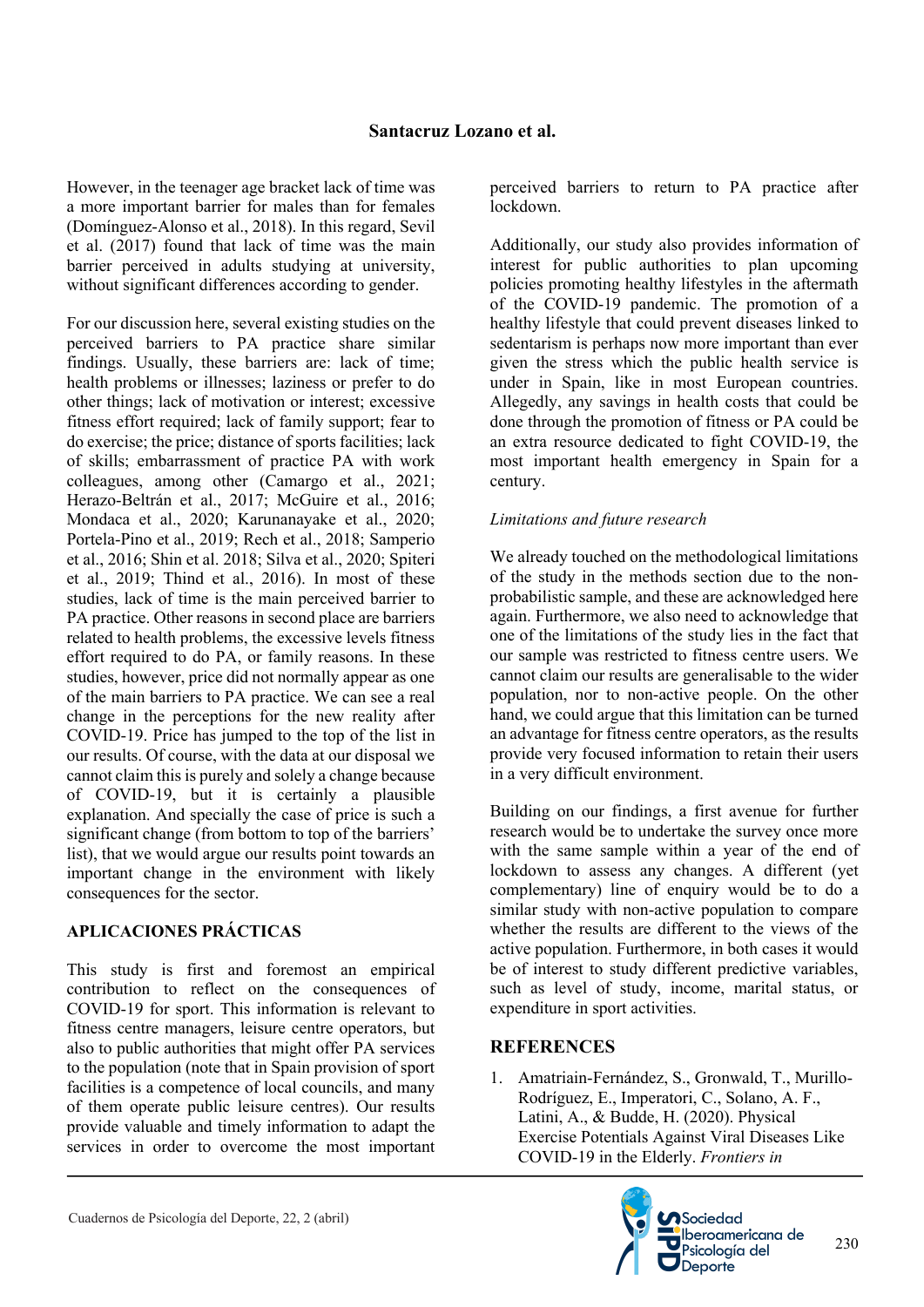However, in the teenager age bracket lack of time was a more important barrier for males than for females (Domínguez-Alonso et al., 2018). In this regard, Sevil et al. (2017) found that lack of time was the main barrier perceived in adults studying at university, without significant differences according to gender.

For our discussion here, several existing studies on the perceived barriers to PA practice share similar findings. Usually, these barriers are: lack of time; health problems or illnesses; laziness or prefer to do other things; lack of motivation or interest; excessive fitness effort required; lack of family support; fear to do exercise; the price; distance of sports facilities; lack of skills; embarrassment of practice PA with work colleagues, among other (Camargo et al., 2021; Herazo-Beltrán et al., 2017; McGuire et al., 2016; Mondaca et al., 2020; Karunanayake et al., 2020; Portela-Pino et al., 2019; Rech et al., 2018; Samperio et al., 2016; Shin et al. 2018; Silva et al., 2020; Spiteri et al., 2019; Thind et al., 2016). In most of these studies, lack of time is the main perceived barrier to PA practice. Other reasons in second place are barriers related to health problems, the excessive levels fitness effort required to do PA, or family reasons. In these studies, however, price did not normally appear as one of the main barriers to PA practice. We can see a real change in the perceptions for the new reality after COVID-19. Price has jumped to the top of the list in our results. Of course, with the data at our disposal we cannot claim this is purely and solely a change because of COVID-19, but it is certainly a plausible explanation. And specially the case of price is such a significant change (from bottom to top of the barriers' list), that we would argue our results point towards an important change in the environment with likely consequences for the sector.

## APLICACIONES PRÁCTICAS

This study is first and foremost an empirical contribution to reflect on the consequences of COVID-19 for sport. This information is relevant to fitness centre managers, leisure centre operators, but also to public authorities that might offer PA services to the population (note that in Spain provision of sport facilities is a competence of local councils, and many of them operate public leisure centres). Our results provide valuable and timely information to adapt the services in order to overcome the most important perceived barriers to return to PA practice after lockdown.

Additionally, our study also provides information of interest for public authorities to plan upcoming policies promoting healthy lifestyles in the aftermath of the COVID-19 pandemic. The promotion of a healthy lifestyle that could prevent diseases linked to sedentarism is perhaps now more important than ever given the stress which the public health service is under in Spain, like in most European countries. Allegedly, any savings in health costs that could be done through the promotion of fitness or PA could be the an extra resource dedicated to fight COVID-19, the most important health emergency in Spain for a century.

*Limitations and future research*

We already touched on the methodological limitations of the study in the methods section due to the non-probabilistic sample, and these are acknowledged here again. Furthermore, we also need to acknowledge that one of the limitations of the study lies in the fact that our sample was restricted to fitness centre users. We cannot claim our results are generalisable to the wider population, nor to non-active people. On the other hand, we could argue that this limitation can be turned an advantage for fitness centre operators, as the results provide very focused information to retain their users in a very difficult environment.

Building on our findings, a first avenue for further research would be to undertake the survey once more with the same sample within a year of the end of lockdown to assess any changes. A different (yet complementary) line of enquiry would be to do a similar study with non-active population to compare whether the results are different to the views of the active population. Furthermore, in both cases it would be of interest to study different predictive variables, such as level of study, income, marital status, or expenditure in sport activities.

## REFERENCES

1. Amatriain-Fernández, S., Gronwald, T., Murillo-Rodríguez, E., Imperatori, C., Solano, A. F., Latini, A., & Budde, H. (2020). Physical Exercise Potentials Against Viral Diseases Like COVID-19 in the Elderly. *Frontiers in*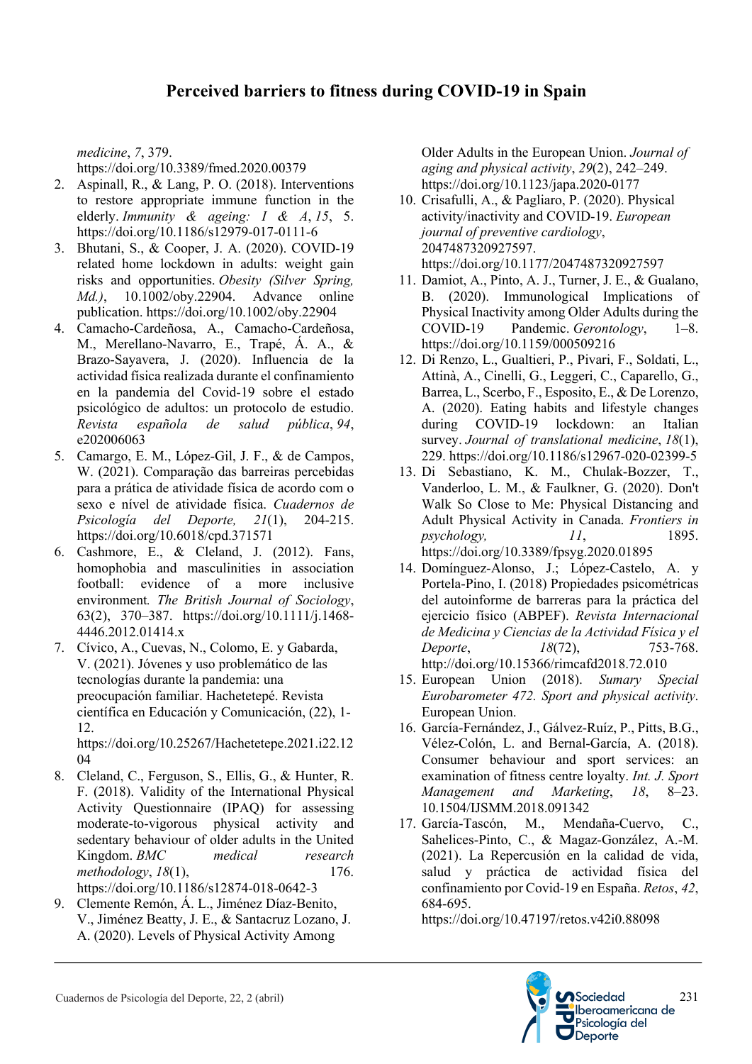*medicine*, *7*, 379. https://doi.org/10.3389/fmed.2020.00379

2. Aspinall, R., & Lang, P. O. (2018). Interventions to restore appropriate immune function in the elderly. *Immunity & ageing: I & A*, *15*, 5. https://doi.org/10.1186/s12979-017-0111-6
3. Bhutani, S., & Cooper, J. A. (2020). COVID-19 related home lockdown in adults: weight gain risks and opportunities. *Obesity (Silver Spring, Md.)*, 10.1002/oby.22904. Advance online publication. https://doi.org/10.1002/oby.22904
4. Camacho-Cardeñosa, A., Camacho-Cardeñosa, M., Merellano-Navarro, E., Trapé, Á. A., & Brazo-Sayavera, J. (2020). Influencia de la actividad física realizada durante el confinamiento en la pandemia del Covid-19 sobre el estado psicológico de adultos: un protocolo de estudio. *Revista española de salud pública*, *94*, e202006063
5. Camargo, E. M., López-Gil, J. F., & de Campos, W. (2021). Comparação das barreiras percebidas para a prática de atividade física de acordo com o sexo e nível de atividade física. *Cuadernos de Psicología del Deporte, 21*(1), 204-215. https://doi.org/10.6018/cpd.371571
6. Cashmore, E., & Cleland, J. (2012). Fans, homophobia and masculinities in association football: evidence of a more inclusive environment*. The British Journal of Sociology*, 63(2), 370–387. https://doi.org/10.1111/j.1468-4446.2012.01414.x
7. Cívico, A., Cuevas, N., Colomo, E. y Gabarda, V. (2021). Jóvenes y uso problemático de las tecnologías durante la pandemia: una preocupación familiar. Hachetetepé. Revista científica en Educación y Comunicación, (22), 1-12. https://doi.org/10.25267/Hachetetepe.2021.i22.1204
8. Cleland, C., Ferguson, S., Ellis, G., & Hunter, R. F. (2018). Validity of the International Physical Activity Questionnaire (IPAQ) for assessing moderate-to-vigorous physical activity and sedentary behaviour of older adults in the United Kingdom. *BMC medical research methodology*, *18*(1), 176. https://doi.org/10.1186/s12874-018-0642-3
9. Clemente Remón, Á. L., Jiménez Díaz-Benito, V., Jiménez Beatty, J. E., & Santacruz Lozano, J. A. (2020). Levels of Physical Activity Among Older Adults in the European Union. *Journal of aging and physical activity*, *29*(2), 242–249. https://doi.org/10.1123/japa.2020-0177
10. Crisafulli, A., & Pagliaro, P. (2020). Physical activity/inactivity and COVID-19. *European journal of preventive cardiology*, 2047487320927597. https://doi.org/10.1177/2047487320927597
11. Damiot, A., Pinto, A. J., Turner, J. E., & Gualano, B. (2020). Immunological Implications of Physical Inactivity among Older Adults during the COVID-19 Pandemic. *Gerontology*, 1–8. https://doi.org/10.1159/000509216
12. Di Renzo, L., Gualtieri, P., Pivari, F., Soldati, L., Attinà, A., Cinelli, G., Leggeri, C., Caparello, G., Barrea, L., Scerbo, F., Esposito, E., & De Lorenzo, A. (2020). Eating habits and lifestyle changes during COVID-19 lockdown: an Italian survey. *Journal of translational medicine*, *18*(1), 229. https://doi.org/10.1186/s12967-020-02399-5
13. Di Sebastiano, K. M., Chulak-Bozzer, T., Vanderloo, L. M., & Faulkner, G. (2020). Don't Walk So Close to Me: Physical Distancing and Adult Physical Activity in Canada. *Frontiers in psychology, 11*, 1895. https://doi.org/10.3389/fpsyg.2020.01895
14. Domínguez-Alonso, J.; López-Castelo, A. y Portela-Pino, I. (2018) Propiedades psicométricas del autoinforme de barreras para la práctica del ejercicio físico (ABPEF). *Revista Internacional de Medicina y Ciencias de la Actividad Física y el Deporte*, *18*(72), 753-768. http://doi.org/10.15366/rimcafd2018.72.010
15. European Union (2018). *Sumary Special Eurobarometer 472. Sport and physical activity*. European Union.
16. García-Fernández, J., Gálvez-Ruíz, P., Pitts, B.G., Vélez-Colón, L. and Bernal-García, A. (2018). Consumer behaviour and sport services: an examination of fitness centre loyalty. *Int. J. Sport Management and Marketing*, *18*, 8–23. 10.1504/IJSMM.2018.091342
17. García-Tascón, M., Mendaña-Cuervo, C., Sahelices-Pinto, C., & Magaz-González, A.-M. (2021). La Repercusión en la calidad de vida, salud y práctica de actividad física del confinamiento por Covid-19 en España. *Retos*, *42*, 684-695. https://doi.org/10.47197/retos.v42i0.88098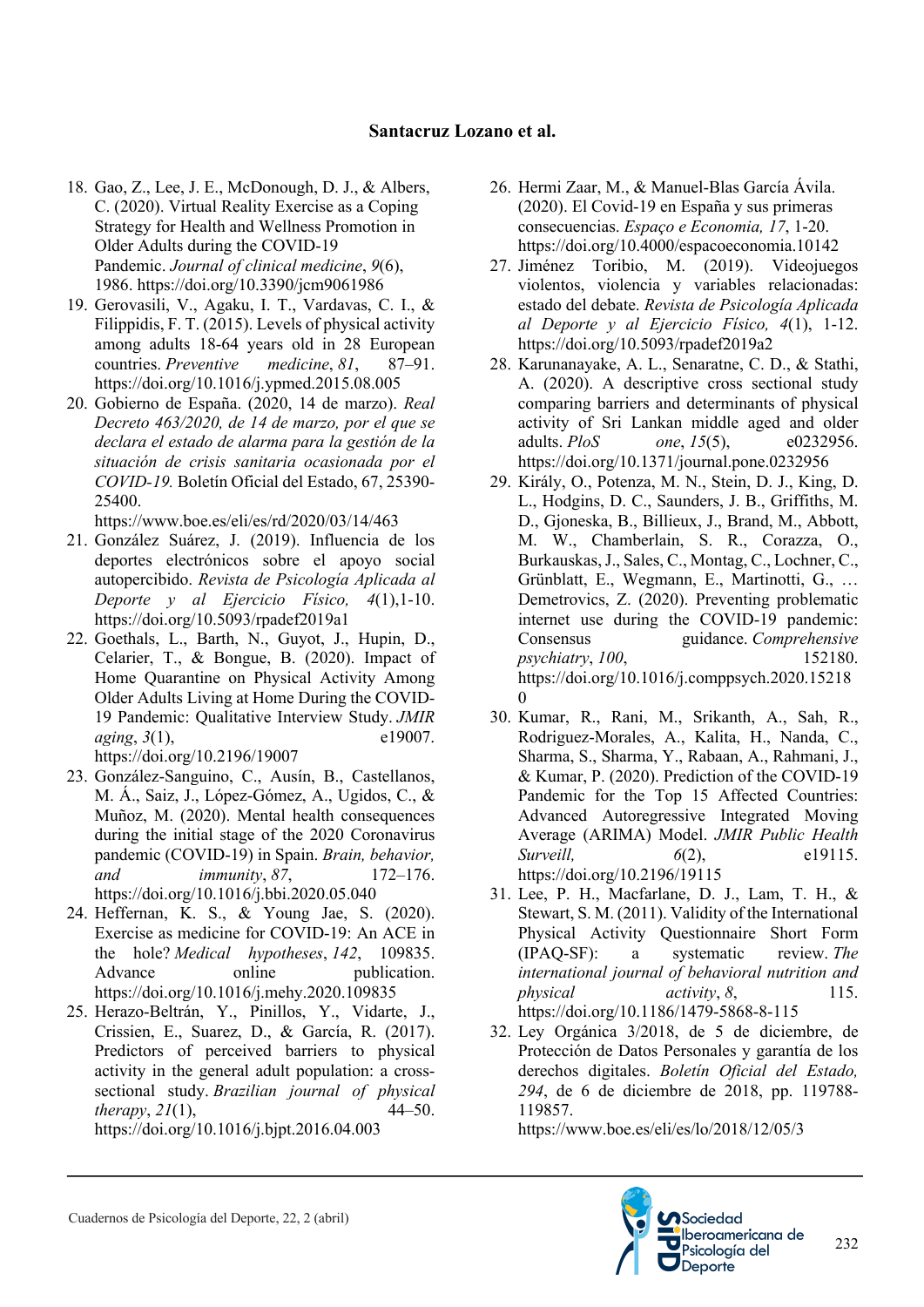18. Gao, Z., Lee, J. E., McDonough, D. J., & Albers, C. (2020). Virtual Reality Exercise as a Coping Strategy for Health and Wellness Promotion in Older Adults during the COVID-19 Pandemic. *Journal of clinical medicine*, *9*(6), 1986. https://doi.org/10.3390/jcm9061986
19. Gerovasili, V., Agaku, I. T., Vardavas, C. I., & Filippidis, F. T. (2015). Levels of physical activity among adults 18-64 years old in 28 European countries. *Preventive medicine*, *81*, 87–91. https://doi.org/10.1016/j.ypmed.2015.08.005
20. Gobierno de España. (2020, 14 de marzo). *Real Decreto 463/2020, de 14 de marzo, por el que se declara el estado de alarma para la gestión de la situación de crisis sanitaria ocasionada por el COVID-19.* Boletín Oficial del Estado, 67, 25390-25400. https://www.boe.es/eli/es/rd/2020/03/14/463
21. González Suárez, J. (2019). Influencia de los deportes electrónicos sobre el apoyo social autopercibido. *Revista de Psicología Aplicada al Deporte y al Ejercicio Físico, 4*(1),1-10. https://doi.org/10.5093/rpadef2019a1
22. Goethals, L., Barth, N., Guyot, J., Hupin, D., Celarier, T., & Bongue, B. (2020). Impact of Home Quarantine on Physical Activity Among Older Adults Living at Home During the COVID-19 Pandemic: Qualitative Interview Study. *JMIR aging*, *3*(1), e19007. https://doi.org/10.2196/19007
23. González-Sanguino, C., Ausín, B., Castellanos, M. Á., Saiz, J., López-Gómez, A., Ugidos, C., & Muñoz, M. (2020). Mental health consequences during the initial stage of the 2020 Coronavirus pandemic (COVID-19) in Spain. *Brain, behavior, and immunity*, *87*, 172–176. https://doi.org/10.1016/j.bbi.2020.05.040
24. Heffernan, K. S., & Young Jae, S. (2020). Exercise as medicine for COVID-19: An ACE in the hole? *Medical hypotheses*, *142*, 109835. Advance online publication. https://doi.org/10.1016/j.mehy.2020.109835
25. Herazo-Beltrán, Y., Pinillos, Y., Vidarte, J., Crissien, E., Suarez, D., & García, R. (2017). Predictors of perceived barriers to physical activity in the general adult population: a cross-sectional study. *Brazilian journal of physical therapy*, *21*(1), 44–50. https://doi.org/10.1016/j.bjpt.2016.04.003
26. Hermi Zaar, M., & Manuel-Blas García Ávila. (2020). El Covid-19 en España y sus primeras consecuencias. *Espaço e Economia, 17*, 1-20. https://doi.org/10.4000/espacoeconomia.10142
27. Jiménez Toribio, M. (2019). Videojuegos violentos, violencia y variables relacionadas: estado del debate. *Revista de Psicología Aplicada al Deporte y al Ejercicio Físico, 4*(1), 1-12. https://doi.org/10.5093/rpadef2019a2
28. Karunanayake, A. L., Senaratne, C. D., & Stathi, A. (2020). A descriptive cross sectional study comparing barriers and determinants of physical activity of Sri Lankan middle aged and older adults. *PloS one*, *15*(5), e0232956. https://doi.org/10.1371/journal.pone.0232956
29. Király, O., Potenza, M. N., Stein, D. J., King, D. L., Hodgins, D. C., Saunders, J. B., Griffiths, M. D., Gjoneska, B., Billieux, J., Brand, M., Abbott, M. W., Chamberlain, S. R., Corazza, O., Burkauskas, J., Sales, C., Montag, C., Lochner, C., Grünblatt, E., Wegmann, E., Martinotti, G., … Demetrovics, Z. (2020). Preventing problematic internet use during the COVID-19 pandemic: Consensus guidance. *Comprehensive psychiatry*, *100*, 152180. https://doi.org/10.1016/j.comppsych.2020.152180
30. Kumar, R., Rani, M., Srikanth, A., Sah, R., Rodriguez-Morales, A., Kalita, H., Nanda, C., Sharma, S., Sharma, Y., Rabaan, A., Rahmani, J., & Kumar, P. (2020). Prediction of the COVID-19 Pandemic for the Top 15 Affected Countries: Advanced Autoregressive Integrated Moving Average (ARIMA) Model. *JMIR Public Health Surveill, 6*(2), e19115. https://doi.org/10.2196/19115
31. Lee, P. H., Macfarlane, D. J., Lam, T. H., & Stewart, S. M. (2011). Validity of the International Physical Activity Questionnaire Short Form (IPAQ-SF): a systematic review. *The international journal of behavioral nutrition and physical activity*, *8*, 115. https://doi.org/10.1186/1479-5868-8-115
32. Ley Orgánica 3/2018, de 5 de diciembre, de Protección de Datos Personales y garantía de los derechos digitales. *Boletín Oficial del Estado, 294*, de 6 de diciembre de 2018, pp. 119788-119857. https://www.boe.es/eli/es/lo/2018/12/05/3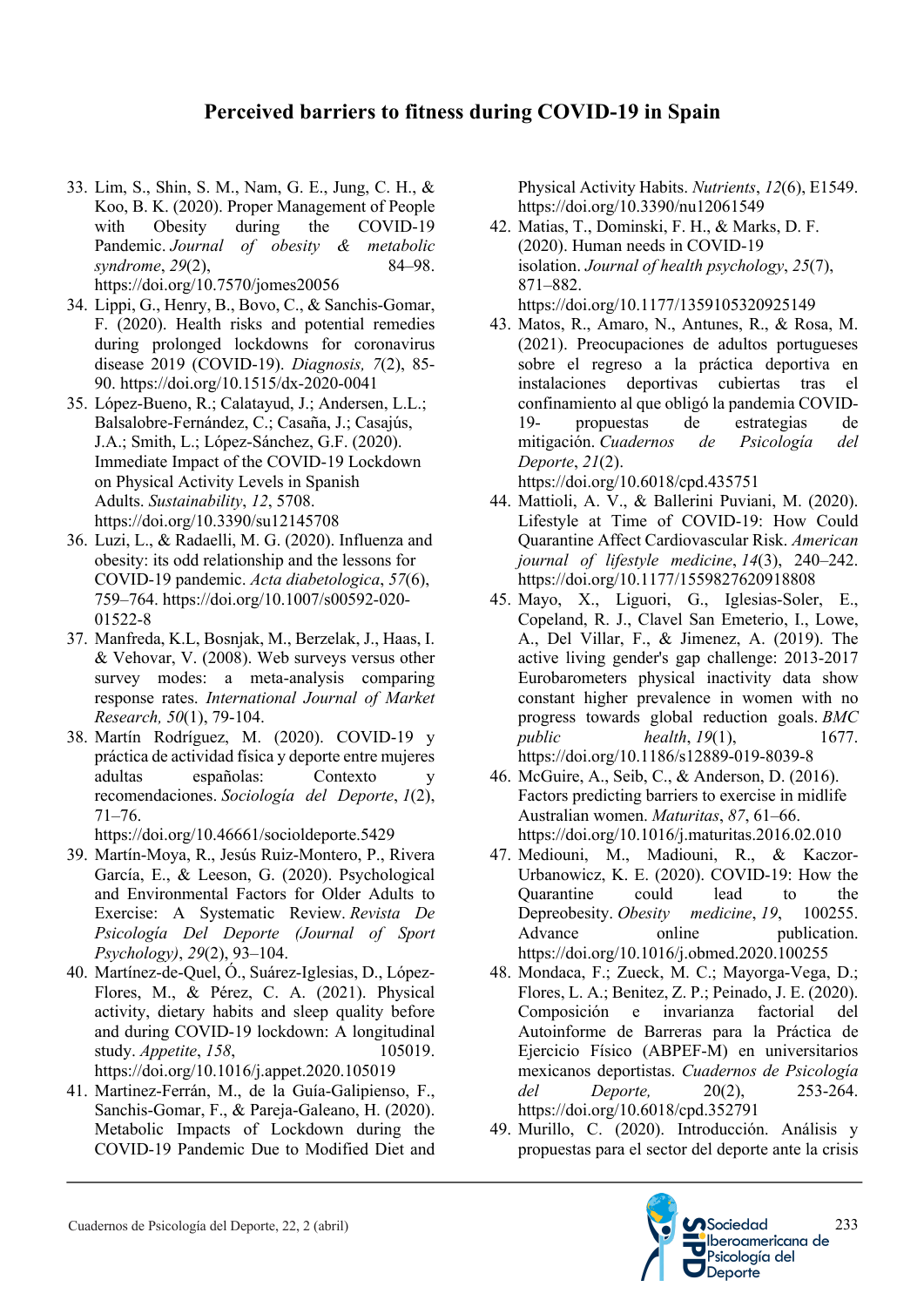33. Lim, S., Shin, S. M., Nam, G. E., Jung, C. H., & Koo, B. K. (2020). Proper Management of People with Obesity during the COVID-19 Pandemic. *Journal of obesity & metabolic syndrome*, *29*(2), 84–98. https://doi.org/10.7570/jomes20056
34. Lippi, G., Henry, B., Bovo, C., & Sanchis-Gomar, F. (2020). Health risks and potential remedies during prolonged lockdowns for coronavirus disease 2019 (COVID-19). *Diagnosis, 7*(2), 85-90. https://doi.org/10.1515/dx-2020-0041
35. López-Bueno, R.; Calatayud, J.; Andersen, L.L.; Balsalobre-Fernández, C.; Casaña, J.; Casajús, J.A.; Smith, L.; López-Sánchez, G.F. (2020). Immediate Impact of the COVID-19 Lockdown on Physical Activity Levels in Spanish Adults. *Sustainability*, *12*, 5708. https://doi.org/10.3390/su12145708
36. Luzi, L., & Radaelli, M. G. (2020). Influenza and obesity: its odd relationship and the lessons for COVID-19 pandemic. *Acta diabetologica*, *57*(6), 759–764. https://doi.org/10.1007/s00592-020-01522-8
37. Manfreda, K.L, Bosnjak, M., Berzelak, J., Haas, I. & Vehovar, V. (2008). Web surveys versus other survey modes: a meta-analysis comparing response rates. *International Journal of Market Research, 50*(1), 79-104.
38. Martín Rodríguez, M. (2020). COVID-19 y práctica de actividad física y deporte entre mujeres adultas españolas: Contexto y recomendaciones. *Sociología del Deporte*, *1*(2), 71–76. https://doi.org/10.46661/socioldeporte.5429
39. Martín-Moya, R., Jesús Ruiz-Montero, P., Rivera García, E., & Leeson, G. (2020). Psychological and Environmental Factors for Older Adults to Exercise: A Systematic Review. *Revista De Psicología Del Deporte (Journal of Sport Psychology)*, *29*(2), 93–104.
40. Martínez-de-Quel, Ó., Suárez-Iglesias, D., López-Flores, M., & Pérez, C. A. (2021). Physical activity, dietary habits and sleep quality before and during COVID-19 lockdown: A longitudinal study. *Appetite*, *158*, 105019. https://doi.org/10.1016/j.appet.2020.105019
41. Martinez-Ferrán, M., de la Guía-Galipienso, F., Sanchis-Gomar, F., & Pareja-Galeano, H. (2020). Metabolic Impacts of Lockdown during the COVID-19 Pandemic Due to Modified Diet and Physical Activity Habits. *Nutrients*, *12*(6), E1549. https://doi.org/10.3390/nu12061549
42. Matias, T., Dominski, F. H., & Marks, D. F. (2020). Human needs in COVID-19 isolation. *Journal of health psychology*, *25*(7), 871–882. https://doi.org/10.1177/1359105320925149
43. Matos, R., Amaro, N., Antunes, R., & Rosa, M. (2021). Preocupaciones de adultos portugueses sobre el regreso a la práctica deportiva en instalaciones deportivas cubiertas tras el confinamiento al que obligó la pandemia COVID-19- propuestas de estrategias de mitigación. *Cuadernos de Psicología del Deporte*, *21*(2). https://doi.org/10.6018/cpd.435751
44. Mattioli, A. V., & Ballerini Puviani, M. (2020). Lifestyle at Time of COVID-19: How Could Quarantine Affect Cardiovascular Risk. *American journal of lifestyle medicine*, *14*(3), 240–242. https://doi.org/10.1177/1559827620918808
45. Mayo, X., Liguori, G., Iglesias-Soler, E., Copeland, R. J., Clavel San Emeterio, I., Lowe, A., Del Villar, F., & Jimenez, A. (2019). The active living gender's gap challenge: 2013-2017 Eurobarometers physical inactivity data show constant higher prevalence in women with no progress towards global reduction goals. *BMC public health*, *19*(1), 1677. https://doi.org/10.1186/s12889-019-8039-8
46. McGuire, A., Seib, C., & Anderson, D. (2016). Factors predicting barriers to exercise in midlife Australian women. *Maturitas*, *87*, 61–66. https://doi.org/10.1016/j.maturitas.2016.02.010
47. Mediouni, M., Madiouni, R., & Kaczor-Urbanowicz, K. E. (2020). COVID-19: How the Quarantine could lead to the Depreobesity. *Obesity medicine*, *19*, 100255. Advance online publication. https://doi.org/10.1016/j.obmed.2020.100255
48. Mondaca, F.; Zueck, M. C.; Mayorga-Vega, D.; Flores, L. A.; Benitez, Z. P.; Peinado, J. E. (2020). Composición e invarianza factorial del Autoinforme de Barreras para la Práctica de Ejercicio Físico (ABPEF-M) en universitarios mexicanos deportistas. *Cuadernos de Psicología del Deporte,* 20(2), 253-264. https://doi.org/10.6018/cpd.352791
49. Murillo, C. (2020). Introducción. Análisis y propuestas para el sector del deporte ante la crisis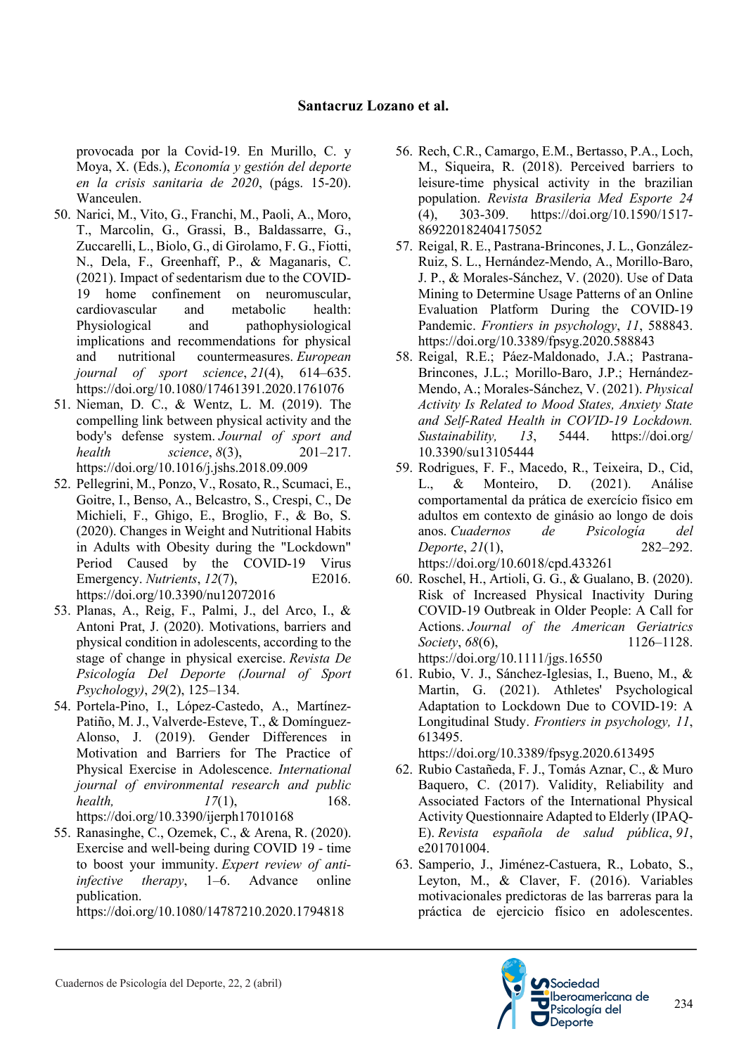provocada por la Covid-19. En Murillo, C. y Moya, X. (Eds.), *Economía y gestión del deporte en la crisis sanitaria de 2020*, (págs. 15-20). Wanceulen.

50. Narici, M., Vito, G., Franchi, M., Paoli, A., Moro, T., Marcolin, G., Grassi, B., Baldassarre, G., Zuccarelli, L., Biolo, G., di Girolamo, F. G., Fiotti, N., Dela, F., Greenhaff, P., & Maganaris, C. (2021). Impact of sedentarism due to the COVID-19 home confinement on neuromuscular, cardiovascular and metabolic health: Physiological and pathophysiological implications and recommendations for physical and nutritional countermeasures. *European journal of sport science*, *21*(4), 614–635. https://doi.org/10.1080/17461391.2020.1761076
51. Nieman, D. C., & Wentz, L. M. (2019). The compelling link between physical activity and the body's defense system. *Journal of sport and health science*, *8*(3), 201–217. https://doi.org/10.1016/j.jshs.2018.09.009
52. Pellegrini, M., Ponzo, V., Rosato, R., Scumaci, E., Goitre, I., Benso, A., Belcastro, S., Crespi, C., De Michieli, F., Ghigo, E., Broglio, F., & Bo, S. (2020). Changes in Weight and Nutritional Habits in Adults with Obesity during the "Lockdown" Period Caused by the COVID-19 Virus Emergency. *Nutrients*, *12*(7), E2016. https://doi.org/10.3390/nu12072016
53. Planas, A., Reig, F., Palmi, J., del Arco, I., & Antoni Prat, J. (2020). Motivations, barriers and physical condition in adolescents, according to the stage of change in physical exercise. *Revista De Psicología Del Deporte (Journal of Sport Psychology)*, *29*(2), 125–134.
54. Portela-Pino, I., López-Castedo, A., Martínez-Patiño, M. J., Valverde-Esteve, T., & Domínguez-Alonso, J. (2019). Gender Differences in Motivation and Barriers for The Practice of Physical Exercise in Adolescence. *International journal of environmental research and public health,* *17*(1), 168. https://doi.org/10.3390/ijerph17010168
55. Ranasinghe, C., Ozemek, C., & Arena, R. (2020). Exercise and well-being during COVID 19 - time to boost your immunity. *Expert review of anti-infective therapy*, 1–6. Advance online publication. https://doi.org/10.1080/14787210.2020.1794818
56. Rech, C.R., Camargo, E.M., Bertasso, P.A., Loch, M., Siqueira, R. (2018). Perceived barriers to leisure-time physical activity in the brazilian population. *Revista Brasileria Med Esporte 24* (4), 303-309. https://doi.org/10.1590/1517-869220182404175052
57. Reigal, R. E., Pastrana-Brincones, J. L., González-Ruiz, S. L., Hernández-Mendo, A., Morillo-Baro, J. P., & Morales-Sánchez, V. (2020). Use of Data Mining to Determine Usage Patterns of an Online Evaluation Platform During the COVID-19 Pandemic. *Frontiers in psychology*, *11*, 588843. https://doi.org/10.3389/fpsyg.2020.588843
58. Reigal, R.E.; Páez-Maldonado, J.A.; Pastrana-Brincones, J.L.; Morillo-Baro, J.P.; Hernández-Mendo, A.; Morales-Sánchez, V. (2021). *Physical Activity Is Related to Mood States, Anxiety State and Self-Rated Health in COVID-19 Lockdown. Sustainability, 13*, 5444. https://doi.org/ 10.3390/su13105444
59. Rodrigues, F. F., Macedo, R., Teixeira, D., Cid, L., & Monteiro, D. (2021). Análise comportamental da prática de exercício físico em adultos em contexto de ginásio ao longo de dois anos. *Cuadernos de Psicología del Deporte*, *21*(1), 282–292. https://doi.org/10.6018/cpd.433261
60. Roschel, H., Artioli, G. G., & Gualano, B. (2020). Risk of Increased Physical Inactivity During COVID-19 Outbreak in Older People: A Call for Actions. *Journal of the American Geriatrics Society*, *68*(6), 1126–1128. https://doi.org/10.1111/jgs.16550
61. Rubio, V. J., Sánchez-Iglesias, I., Bueno, M., & Martin, G. (2021). Athletes' Psychological Adaptation to Lockdown Due to COVID-19: A Longitudinal Study. *Frontiers in psychology, 11*, 613495. https://doi.org/10.3389/fpsyg.2020.613495
62. Rubio Castañeda, F. J., Tomás Aznar, C., & Muro Baquero, C. (2017). Validity, Reliability and Associated Factors of the International Physical Activity Questionnaire Adapted to Elderly (IPAQ-E). *Revista española de salud pública*, *91*, e201701004.
63. Samperio, J., Jiménez-Castuera, R., Lobato, S., Leyton, M., & Claver, F. (2016). Variables motivacionales predictoras de las barreras para la práctica de ejercicio físico en adolescentes.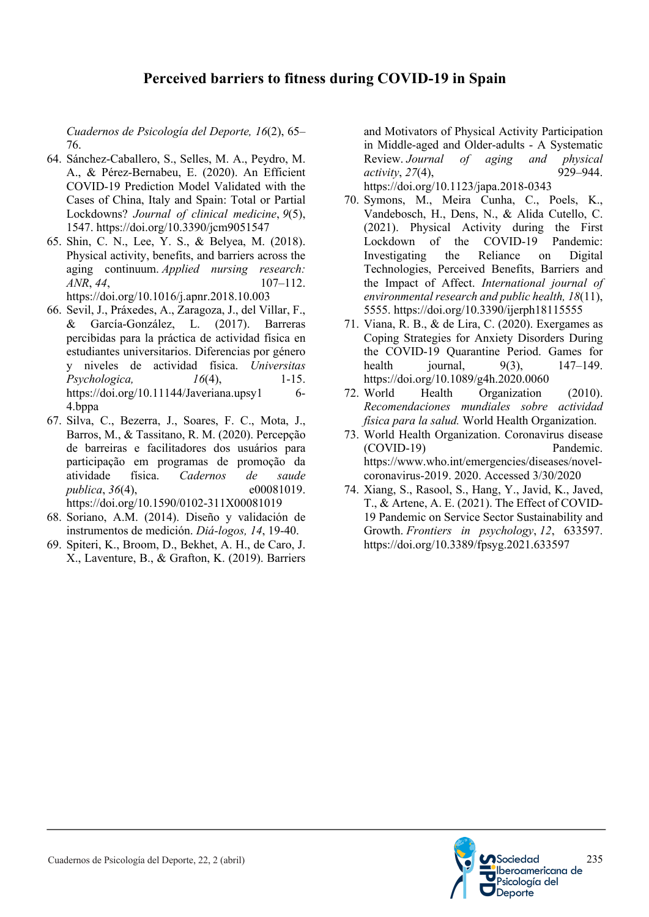*Cuadernos de Psicología del Deporte, 16*(2), 65–76.

64. Sánchez-Caballero, S., Selles, M. A., Peydro, M. A., & Pérez-Bernabeu, E. (2020). An Efficient COVID-19 Prediction Model Validated with the Cases of China, Italy and Spain: Total or Partial Lockdowns? *Journal of clinical medicine*, *9*(5), 1547. https://doi.org/10.3390/jcm9051547
65. Shin, C. N., Lee, Y. S., & Belyea, M. (2018). Physical activity, benefits, and barriers across the aging continuum. *Applied nursing research: ANR*, *44*, 107–112. https://doi.org/10.1016/j.apnr.2018.10.003
66. Sevil, J., Práxedes, A., Zaragoza, J., del Villar, F., & García-González, L. (2017). Barreras percibidas para la práctica de actividad física en estudiantes universitarios. Diferencias por género y niveles de actividad física. *Universitas Psychologica, 16*(4), 1-15. https://doi.org/10.11144/Javeriana.upsy16-4.bppa
67. Silva, C., Bezerra, J., Soares, F. C., Mota, J., Barros, M., & Tassitano, R. M. (2020). Percepção de barreiras e facilitadores dos usuários para participação em programas de promoção da atividade física. *Cadernos de saude publica*, *36*(4), e00081019. https://doi.org/10.1590/0102-311X00081019
68. Soriano, A.M. (2014). Diseño y validación de instrumentos de medición. *Diá-logos, 14*, 19-40.
69. Spiteri, K., Broom, D., Bekhet, A. H., de Caro, J. X., Laventure, B., & Grafton, K. (2019). Barriers and Motivators of Physical Activity Participation in Middle-aged and Older-adults - A Systematic Review. *Journal of aging and physical activity*, *27*(4), 929–944. https://doi.org/10.1123/japa.2018-0343
70. Symons, M., Meira Cunha, C., Poels, K., Vandebosch, H., Dens, N., & Alida Cutello, C. (2021). Physical Activity during the First Lockdown of the COVID-19 Pandemic: Investigating the Reliance on Digital Technologies, Perceived Benefits, Barriers and the Impact of Affect. *International journal of environmental research and public health, 18*(11), 5555. https://doi.org/10.3390/ijerph18115555
71. Viana, R. B., & de Lira, C. (2020). Exergames as Coping Strategies for Anxiety Disorders During the COVID-19 Quarantine Period. Games for health journal, 9(3), 147–149. https://doi.org/10.1089/g4h.2020.0060
72. World Health Organization (2010). *Recomendaciones mundiales sobre actividad física para la salud.* World Health Organization.
73. World Health Organization. Coronavirus disease (COVID-19) Pandemic. https://www.who.int/emergencies/diseases/novel-coronavirus-2019. 2020. Accessed 3/30/2020
74. Xiang, S., Rasool, S., Hang, Y., Javid, K., Javed, T., & Artene, A. E. (2021). The Effect of COVID-19 Pandemic on Service Sector Sustainability and Growth. *Frontiers in psychology*, *12*, 633597. https://doi.org/10.3389/fpsyg.2021.633597